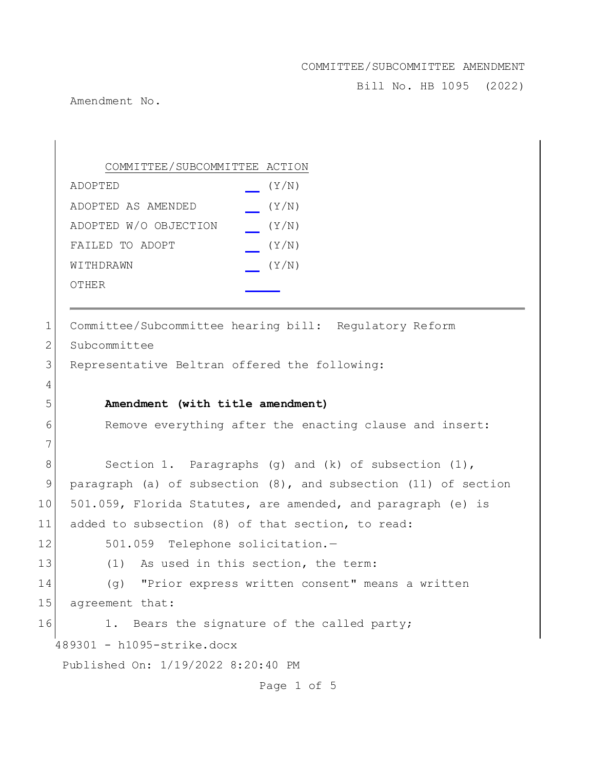COMMITTEE/SUBCOMMITTEE AMENDMENT

Bill No. HB 1095 (2022)

Amendment No.

| COMMITTEE/SUBCOMMITTEE ACTION | |
|---|---|
| ADOPTED | ___ (Y/N) |
| ADOPTED AS AMENDED | ___ (Y/N) |
| ADOPTED W/O OBJECTION | ___ (Y/N) |
| FAILED TO ADOPT | ___ (Y/N) |
| WITHDRAWN | ___ (Y/N) |
| OTHER | ___ |

1 Committee/Subcommittee hearing bill: Regulatory Reform
2 Subcommittee
3 Representative Beltran offered the following:
4
5 **Amendment (with title amendment)**
6 Remove everything after the enacting clause and insert:
7
8 Section 1. Paragraphs (g) and (k) of subsection (1),
9 paragraph (a) of subsection (8), and subsection (11) of section
10 501.059, Florida Statutes, are amended, and paragraph (e) is
11 added to subsection (8) of that section, to read:
12 501.059 Telephone solicitation.—
13 (1) As used in this section, the term:
14 (g) "Prior express written consent" means a written
15 agreement that:
16 1. Bears the signature of the called party;

489301 - h1095-strike.docx

Published On: 1/19/2022 8:20:40 PM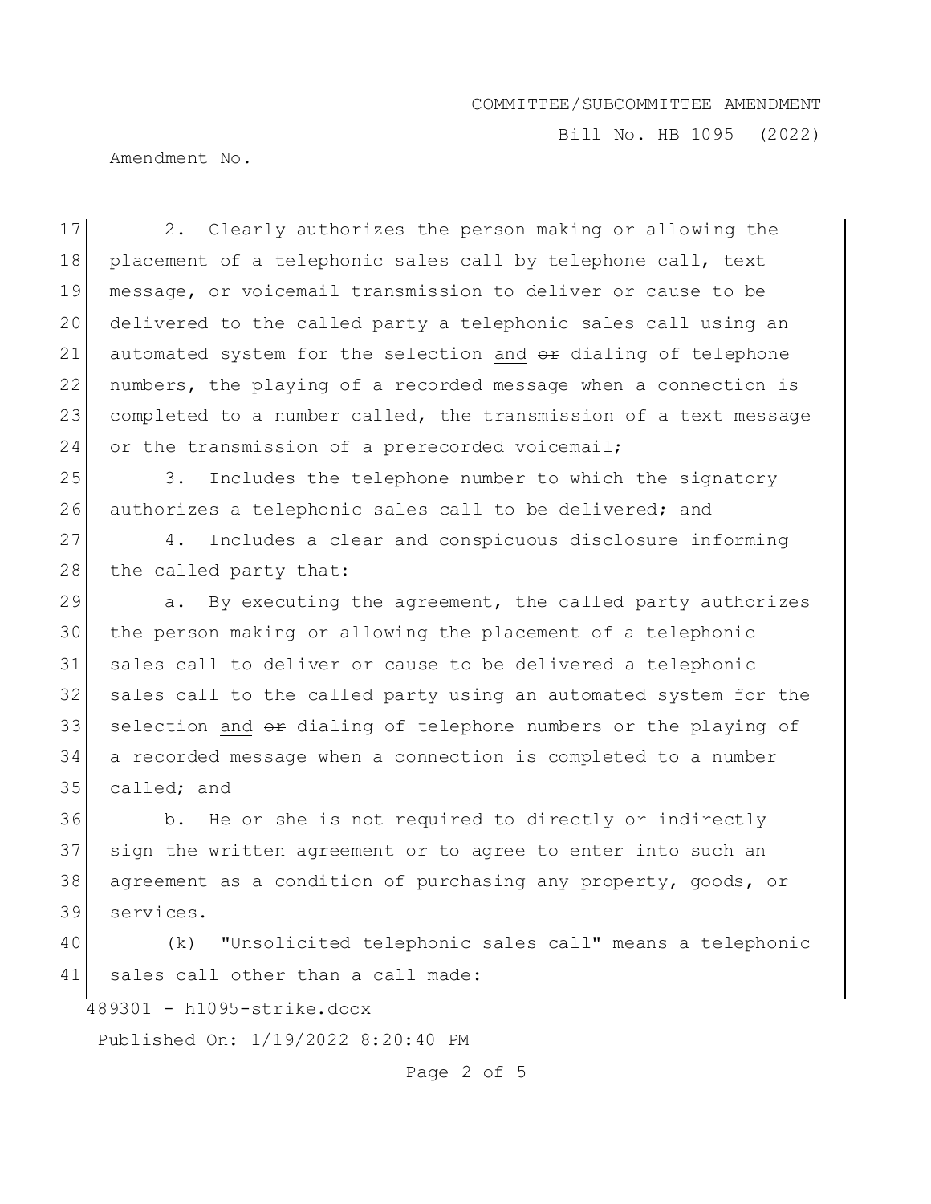2. Clearly authorizes the person making or allowing the placement of a telephonic sales call by telephone call, text message, or voicemail transmission to deliver or cause to be delivered to the called party a telephonic sales call using an automated system for the selection <u>and</u> ~~or~~ dialing of telephone numbers, the playing of a recorded message when a connection is completed to a number called, <u>the transmission of a text message</u> or the transmission of a prerecorded voicemail;

3. Includes the telephone number to which the signatory authorizes a telephonic sales call to be delivered; and

4. Includes a clear and conspicuous disclosure informing the called party that:

a. By executing the agreement, the called party authorizes the person making or allowing the placement of a telephonic sales call to deliver or cause to be delivered a telephonic sales call to the called party using an automated system for the selection <u>and</u> ~~or~~ dialing of telephone numbers or the playing of a recorded message when a connection is completed to a number called; and

b. He or she is not required to directly or indirectly sign the written agreement or to agree to enter into such an agreement as a condition of purchasing any property, goods, or services.

(k) "Unsolicited telephonic sales call" means a telephonic sales call other than a call made: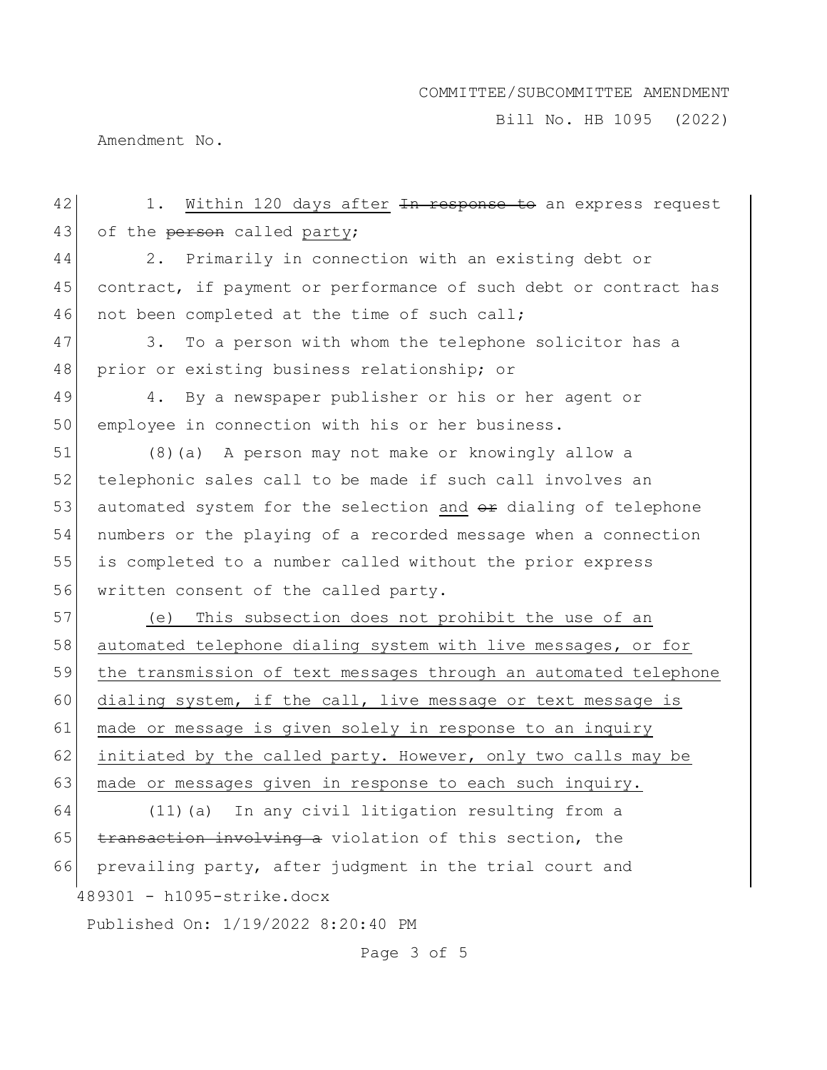1. Within 120 days after ~~In response to~~ an express request of the ~~person~~ called party;

2. Primarily in connection with an existing debt or contract, if payment or performance of such debt or contract has not been completed at the time of such call;

3. To a person with whom the telephone solicitor has a prior or existing business relationship; or

4. By a newspaper publisher or his or her agent or employee in connection with his or her business.

(8)(a) A person may not make or knowingly allow a telephonic sales call to be made if such call involves an automated system for the selection and ~~or~~ dialing of telephone numbers or the playing of a recorded message when a connection is completed to a number called without the prior express written consent of the called party.

(e) This subsection does not prohibit the use of an automated telephone dialing system with live messages, or for the transmission of text messages through an automated telephone dialing system, if the call, live message or text message is made or message is given solely in response to an inquiry initiated by the called party. However, only two calls may be made or messages given in response to each such inquiry.

(11)(a) In any civil litigation resulting from a ~~transaction involving a~~ violation of this section, the prevailing party, after judgment in the trial court and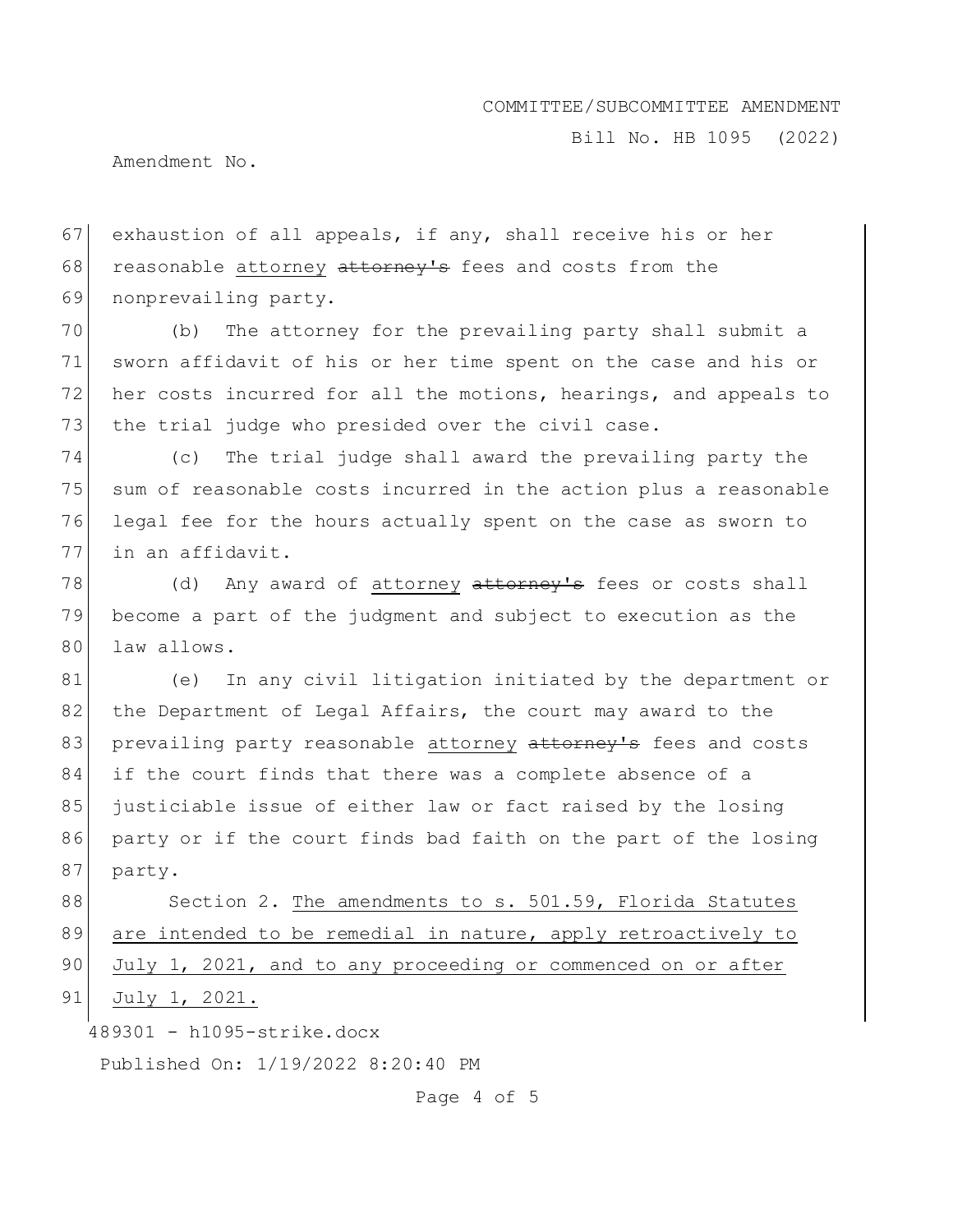exhaustion of all appeals, if any, shall receive his or her reasonable <u>attorney</u> ~~attorney's~~ fees and costs from the nonprevailing party.

(b) The attorney for the prevailing party shall submit a sworn affidavit of his or her time spent on the case and his or her costs incurred for all the motions, hearings, and appeals to the trial judge who presided over the civil case.

(c) The trial judge shall award the prevailing party the sum of reasonable costs incurred in the action plus a reasonable legal fee for the hours actually spent on the case as sworn to in an affidavit.

(d) Any award of <u>attorney</u> ~~attorney's~~ fees or costs shall become a part of the judgment and subject to execution as the law allows.

(e) In any civil litigation initiated by the department or the Department of Legal Affairs, the court may award to the prevailing party reasonable <u>attorney</u> ~~attorney's~~ fees and costs if the court finds that there was a complete absence of a justiciable issue of either law or fact raised by the losing party or if the court finds bad faith on the part of the losing party.

Section 2. <u>The amendments to s. 501.59, Florida Statutes are intended to be remedial in nature, apply retroactively to July 1, 2021, and to any proceeding or commenced on or after July 1, 2021.</u>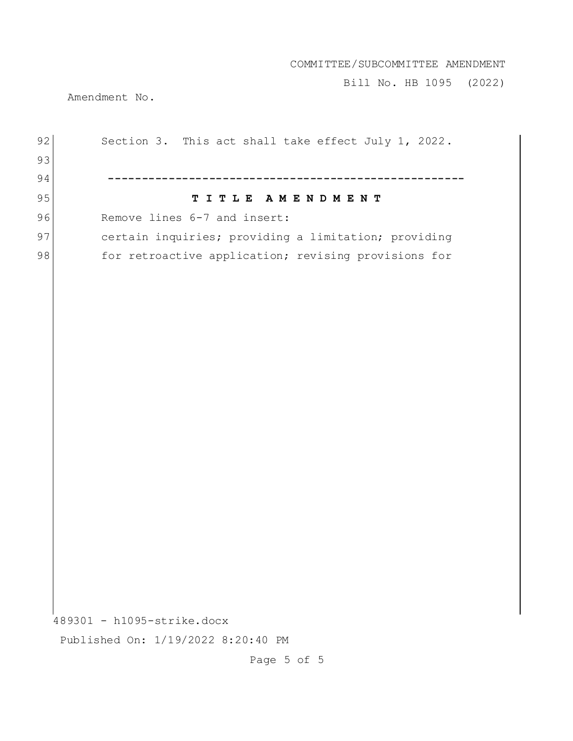Section 3. This act shall take effect July 1, 2022.

-----------------------------------------------------

**T I T L E A M E N D M E N T**

Remove lines 6-7 and insert:

certain inquiries; providing a limitation; providing for retroactive application; revising provisions for

489301 - h1095-strike.docx

Published On: 1/19/2022 8:20:40 PM